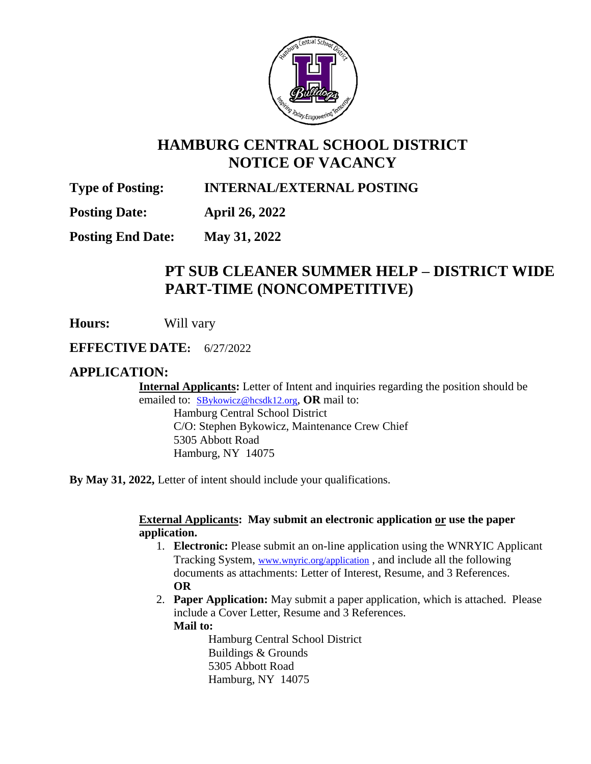# HAMBURG CENTRAL SCHOOL DISTRICT
# NOTICE OF VACANCY

**Type of Posting:** **INTERNAL/EXTERNAL POSTING**

**Posting Date:** **April 26, 2022**

**Posting End Date:** **May 31, 2022**

## PT SUB CLEANER SUMMER HELP – DISTRICT WIDE
## PART-TIME (NONCOMPETITIVE)

**Hours:** Will vary

**EFFECTIVE DATE:** 6/27/2022

## APPLICATION:

**Internal Applicants:** Letter of Intent and inquiries regarding the position should be emailed to: SBykowicz@hcsdk12.org, **OR** mail to:

Hamburg Central School District
C/O: Stephen Bykowicz, Maintenance Crew Chief
5305 Abbott Road
Hamburg, NY 14075

**By May 31, 2022,** Letter of intent should include your qualifications.

**External Applicants: May submit an electronic application or use the paper application.**

1. **Electronic:** Please submit an on-line application using the WNRYIC Applicant Tracking System, www.wnyric.org/application , and include all the following documents as attachments: Letter of Interest, Resume, and 3 References.
   **OR**
2. **Paper Application:** May submit a paper application, which is attached. Please include a Cover Letter, Resume and 3 References.
   **Mail to:**

   Hamburg Central School District
   Buildings & Grounds
   5305 Abbott Road
   Hamburg, NY 14075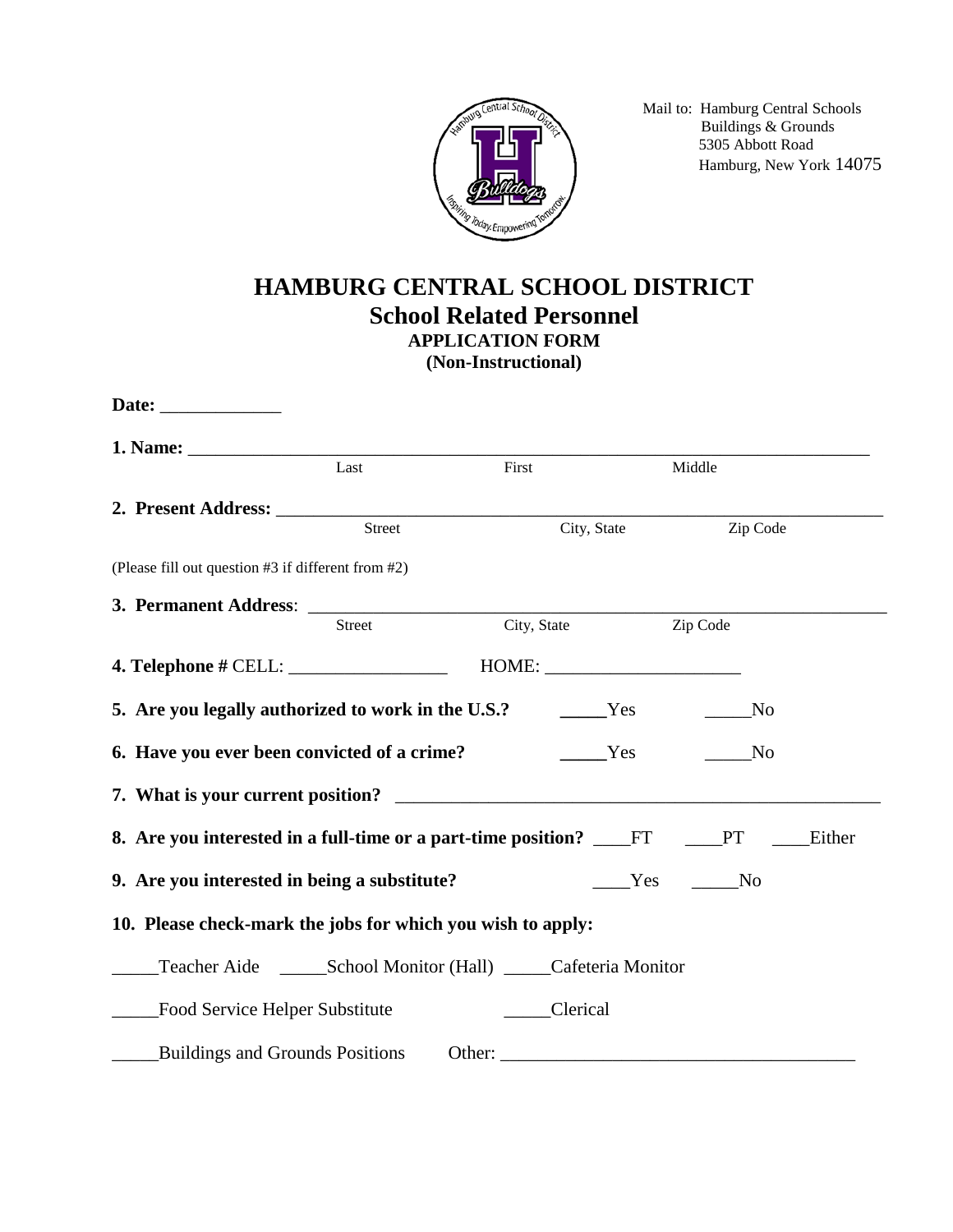Mail to: Hamburg Central Schools
Buildings & Grounds
5305 Abbott Road
Hamburg, New York 14075

# HAMBURG CENTRAL SCHOOL DISTRICT
## School Related Personnel
### APPLICATION FORM
### (Non-Instructional)

**Date:** _____________

**1. Name:** ___________________________________________________________________________
Last First Middle

**2. Present Address:** _________________________________________________________________
Street City, State Zip Code

(Please fill out question #3 if different from #2)

**3. Permanent Address**: _______________________________________________________________
Street City, State Zip Code

**4. Telephone #** CELL: _________________ HOME: _____________________

**5. Are you legally authorized to work in the U.S.?** _____Yes _____No

**6. Have you ever been convicted of a crime?** _____Yes _____No

**7. What is your current position?** _____________________________________________________

**8. Are you interested in a full-time or a part-time position?** ____FT ____PT ____Either

**9. Are you interested in being a substitute?** ____Yes _____No

**10. Please check-mark the jobs for which you wish to apply:**

_____Teacher Aide _____School Monitor (Hall) _____Cafeteria Monitor

_____Food Service Helper Substitute _____Clerical

_____Buildings and Grounds Positions Other: _______________________________________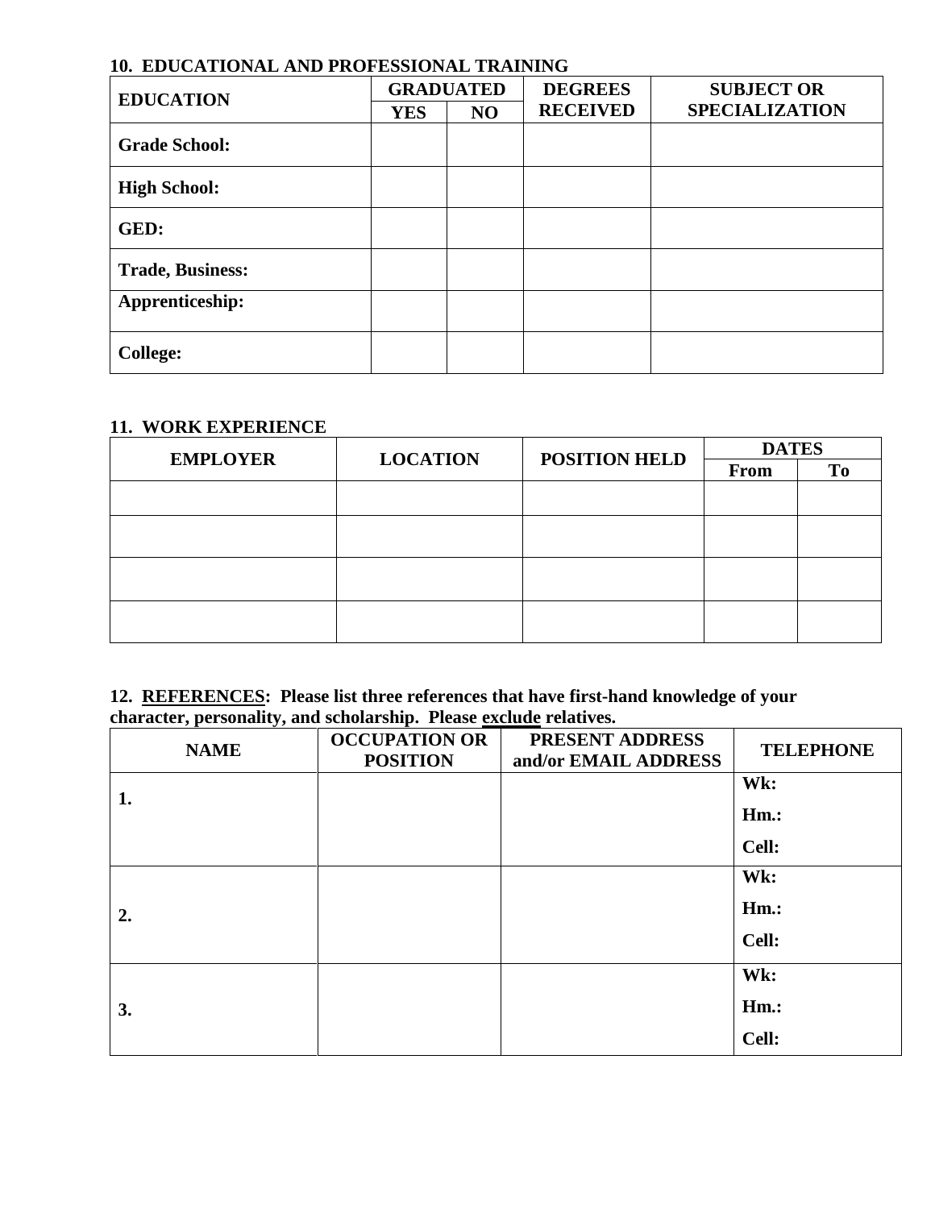**10. EDUCATIONAL AND PROFESSIONAL TRAINING**

| EDUCATION | GRADUATED | | DEGREES RECEIVED | SUBJECT OR SPECIALIZATION |
|---|---|---|---|---|
| | YES | NO | | |
| **Grade School:** | | | | |
| **High School:** | | | | |
| **GED:** | | | | |
| **Trade, Business:** | | | | |
| **Apprenticeship:** | | | | |
| **College:** | | | | |

**11. WORK EXPERIENCE**

| EMPLOYER | LOCATION | POSITION HELD | DATES | |
|---|---|---|---|---|
| | | | From | To |
| | | | | |
| | | | | |
| | | | | |
| | | | | |

**12. <u>REFERENCES</u>: Please list three references that have first-hand knowledge of your character, personality, and scholarship. Please <u>exclude</u> relatives.**

| NAME | OCCUPATION OR POSITION | PRESENT ADDRESS and/or EMAIL ADDRESS | TELEPHONE |
|---|---|---|---|
| **1.** | | | **Wk:**<br>**Hm.:**<br>**Cell:** |
| **2.** | | | **Wk:**<br>**Hm.:**<br>**Cell:** |
| **3.** | | | **Wk:**<br>**Hm.:**<br>**Cell:** |